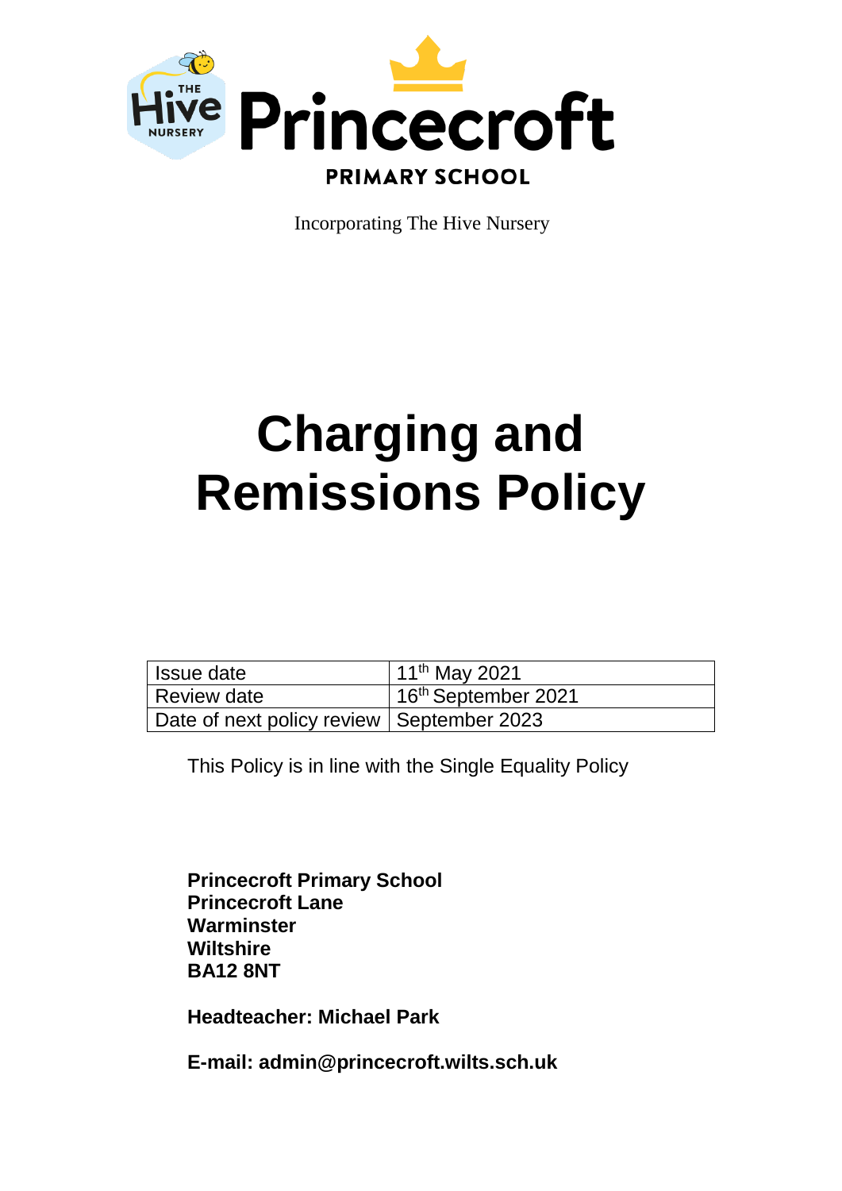Princecroft

PRIMARY SCHOOL

Incorporating The Hive Nursery

# Charging and Remissions Policy

| Issue date | 11th May 2021 |
|---|---|
| Review date | 16th September 2021 |
| Date of next policy review | September 2023 |

This Policy is in line with the Single Equality Policy

**Princecroft Primary School**
**Princecroft Lane**
**Warminster**
**Wiltshire**
**BA12 8NT**

**Headteacher: Michael Park**

**E-mail: admin@princecroft.wilts.sch.uk**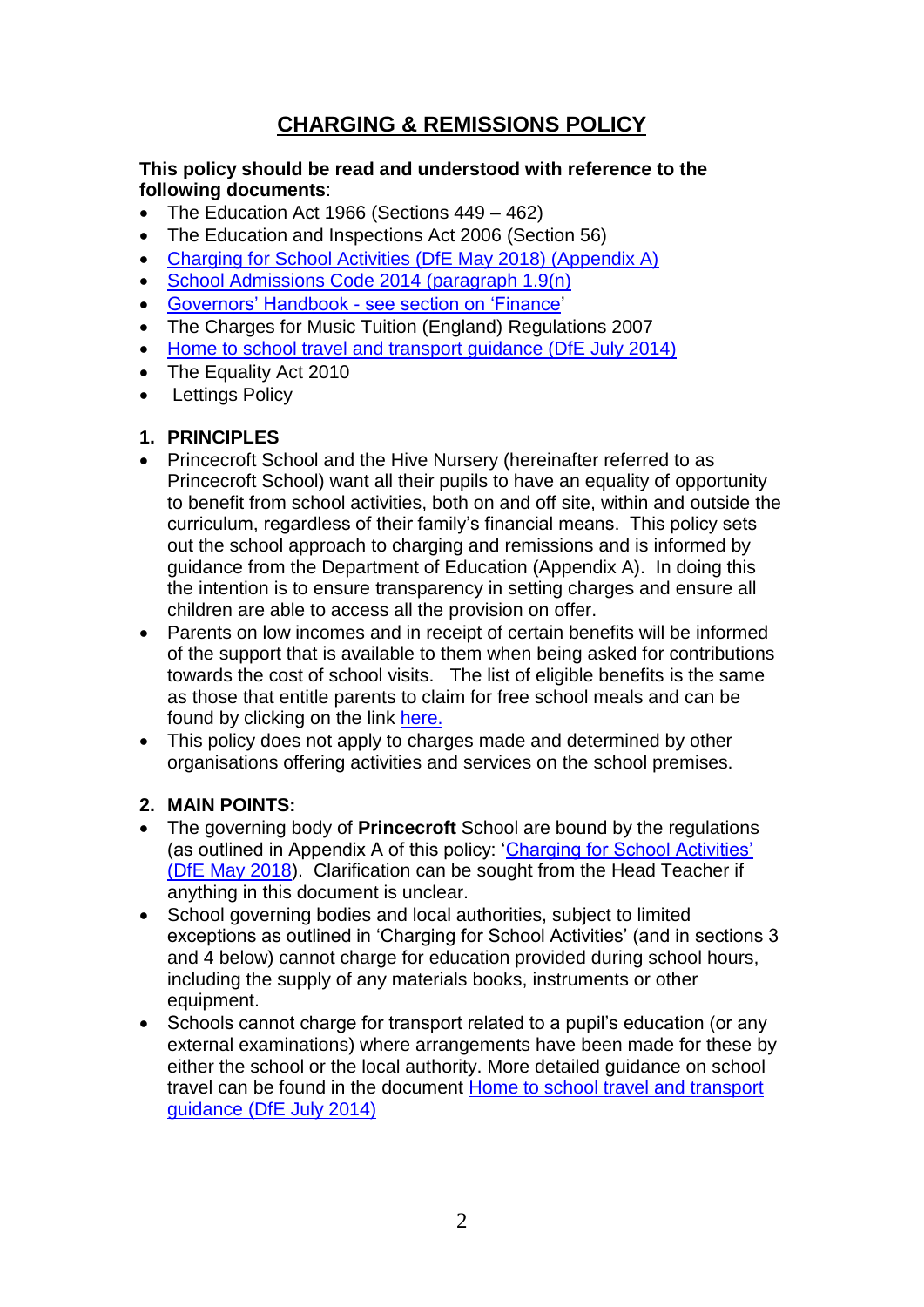# CHARGING & REMISSIONS POLICY

**This policy should be read and understood with reference to the following documents**:

- The Education Act 1966 (Sections 449 – 462)
- The Education and Inspections Act 2006 (Section 56)
- Charging for School Activities (DfE May 2018) (Appendix A)
- School Admissions Code 2014 (paragraph 1.9(n))
- Governors' Handbook - see section on 'Finance'
- The Charges for Music Tuition (England) Regulations 2007
- Home to school travel and transport guidance (DfE July 2014)
- The Equality Act 2010
- Lettings Policy

## 1. PRINCIPLES

- Princecroft School and the Hive Nursery (hereinafter referred to as Princecroft School) want all their pupils to have an equality of opportunity to benefit from school activities, both on and off site, within and outside the curriculum, regardless of their family's financial means. This policy sets out the school approach to charging and remissions and is informed by guidance from the Department of Education (Appendix A). In doing this the intention is to ensure transparency in setting charges and ensure all children are able to access all the provision on offer.
- Parents on low incomes and in receipt of certain benefits will be informed of the support that is available to them when being asked for contributions towards the cost of school visits. The list of eligible benefits is the same as those that entitle parents to claim for free school meals and can be found by clicking on the link here.
- This policy does not apply to charges made and determined by other organisations offering activities and services on the school premises.

## 2. MAIN POINTS:

- The governing body of **Princecroft** School are bound by the regulations (as outlined in Appendix A of this policy: 'Charging for School Activities' (DfE May 2018). Clarification can be sought from the Head Teacher if anything in this document is unclear.
- School governing bodies and local authorities, subject to limited exceptions as outlined in 'Charging for School Activities' (and in sections 3 and 4 below) cannot charge for education provided during school hours, including the supply of any materials books, instruments or other equipment.
- Schools cannot charge for transport related to a pupil's education (or any external examinations) where arrangements have been made for these by either the school or the local authority. More detailed guidance on school travel can be found in the document Home to school travel and transport guidance (DfE July 2014)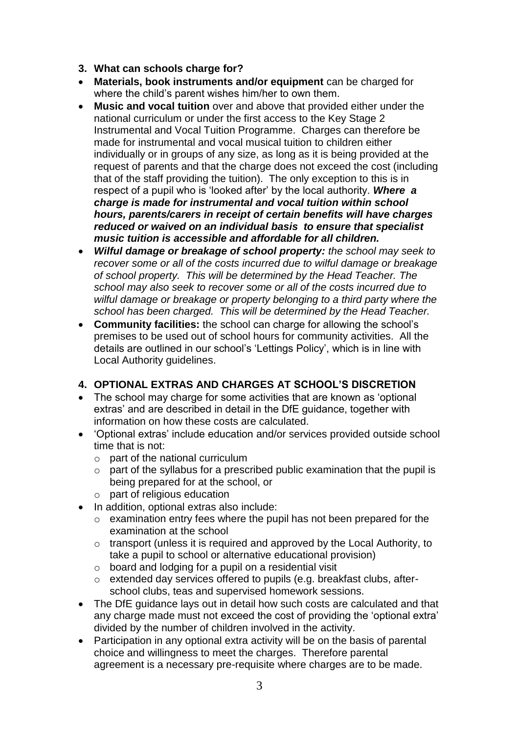## 3. What can schools charge for?

- **Materials, book instruments and/or equipment** can be charged for where the child's parent wishes him/her to own them.
- **Music and vocal tuition** over and above that provided either under the national curriculum or under the first access to the Key Stage 2 Instrumental and Vocal Tuition Programme. Charges can therefore be made for instrumental and vocal musical tuition to children either individually or in groups of any size, as long as it is being provided at the request of parents and that the charge does not exceed the cost (including that of the staff providing the tuition). The only exception to this is in respect of a pupil who is 'looked after' by the local authority. ***Where a charge is made for instrumental and vocal tuition within school hours, parents/carers in receipt of certain benefits will have charges reduced or waived on an individual basis to ensure that specialist music tuition is accessible and affordable for all children.***
- ***Wilful damage or breakage of school property:*** *the school may seek to recover some or all of the costs incurred due to wilful damage or breakage of school property. This will be determined by the Head Teacher. The school may also seek to recover some or all of the costs incurred due to wilful damage or breakage or property belonging to a third party where the school has been charged. This will be determined by the Head Teacher.*
- **Community facilities:** the school can charge for allowing the school's premises to be used out of school hours for community activities. All the details are outlined in our school's 'Lettings Policy', which is in line with Local Authority guidelines.

## 4. OPTIONAL EXTRAS AND CHARGES AT SCHOOL'S DISCRETION

- The school may charge for some activities that are known as 'optional extras' and are described in detail in the DfE guidance, together with information on how these costs are calculated.
- 'Optional extras' include education and/or services provided outside school time that is not:
  - part of the national curriculum
  - part of the syllabus for a prescribed public examination that the pupil is being prepared for at the school, or
  - part of religious education
- In addition, optional extras also include:
  - examination entry fees where the pupil has not been prepared for the examination at the school
  - transport (unless it is required and approved by the Local Authority, to take a pupil to school or alternative educational provision)
  - board and lodging for a pupil on a residential visit
  - extended day services offered to pupils (e.g. breakfast clubs, after-school clubs, teas and supervised homework sessions.
- The DfE guidance lays out in detail how such costs are calculated and that any charge made must not exceed the cost of providing the 'optional extra' divided by the number of children involved in the activity.
- Participation in any optional extra activity will be on the basis of parental choice and willingness to meet the charges. Therefore parental agreement is a necessary pre-requisite where charges are to be made.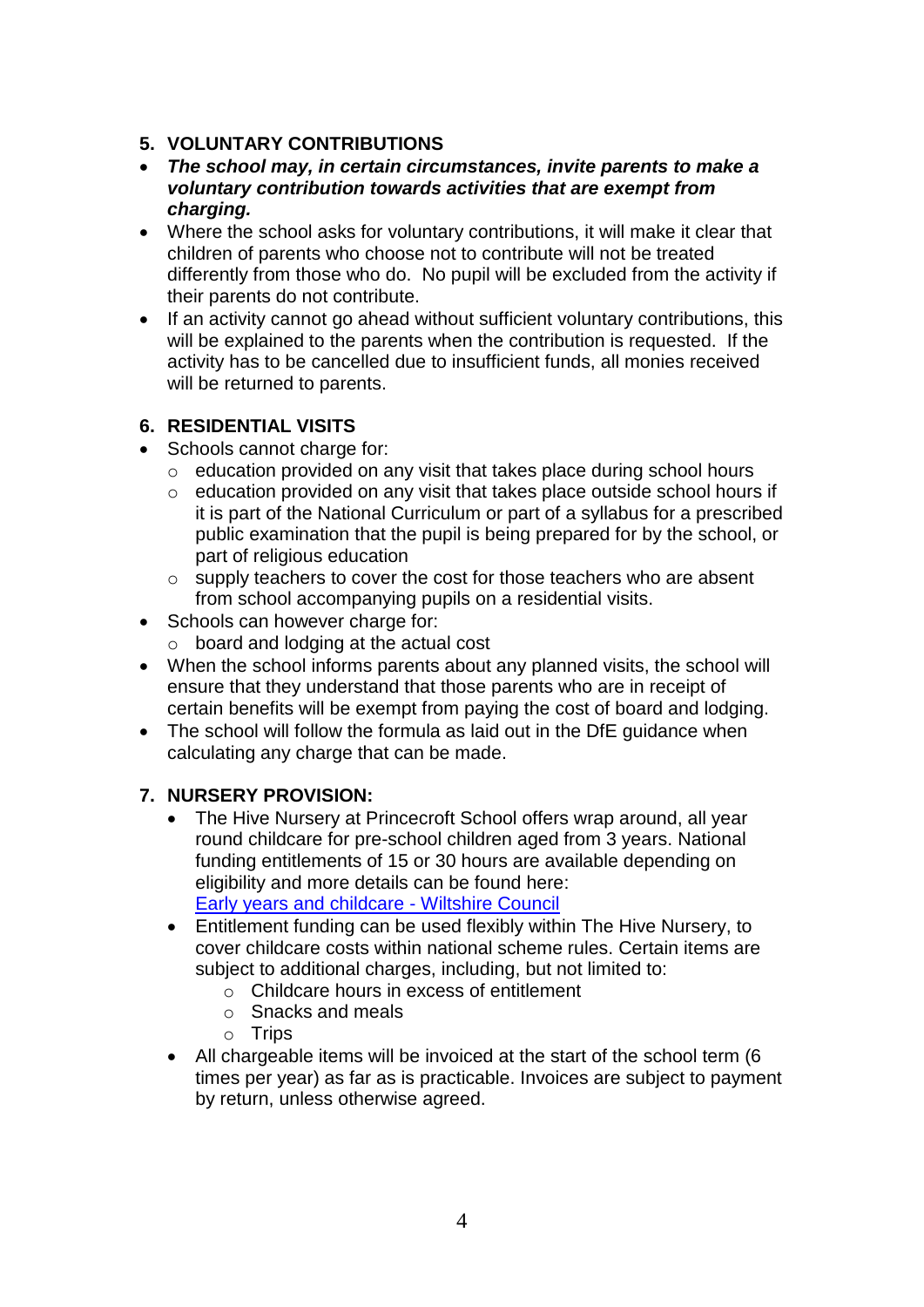## 5. VOLUNTARY CONTRIBUTIONS

- ***The school may, in certain circumstances, invite parents to make a voluntary contribution towards activities that are exempt from charging.***
- Where the school asks for voluntary contributions, it will make it clear that children of parents who choose not to contribute will not be treated differently from those who do. No pupil will be excluded from the activity if their parents do not contribute.
- If an activity cannot go ahead without sufficient voluntary contributions, this will be explained to the parents when the contribution is requested. If the activity has to be cancelled due to insufficient funds, all monies received will be returned to parents.

## 6. RESIDENTIAL VISITS

- Schools cannot charge for:
  - education provided on any visit that takes place during school hours
  - education provided on any visit that takes place outside school hours if it is part of the National Curriculum or part of a syllabus for a prescribed public examination that the pupil is being prepared for by the school, or part of religious education
  - supply teachers to cover the cost for those teachers who are absent from school accompanying pupils on a residential visits.
- Schools can however charge for:
  - board and lodging at the actual cost
- When the school informs parents about any planned visits, the school will ensure that they understand that those parents who are in receipt of certain benefits will be exempt from paying the cost of board and lodging.
- The school will follow the formula as laid out in the DfE guidance when calculating any charge that can be made.

## 7. NURSERY PROVISION:

- The Hive Nursery at Princecroft School offers wrap around, all year round childcare for pre-school children aged from 3 years. National funding entitlements of 15 or 30 hours are available depending on eligibility and more details can be found here: [Early years and childcare - Wiltshire Council]
- Entitlement funding can be used flexibly within The Hive Nursery, to cover childcare costs within national scheme rules. Certain items are subject to additional charges, including, but not limited to:
  - Childcare hours in excess of entitlement
  - Snacks and meals
  - Trips
- All chargeable items will be invoiced at the start of the school term (6 times per year) as far as is practicable. Invoices are subject to payment by return, unless otherwise agreed.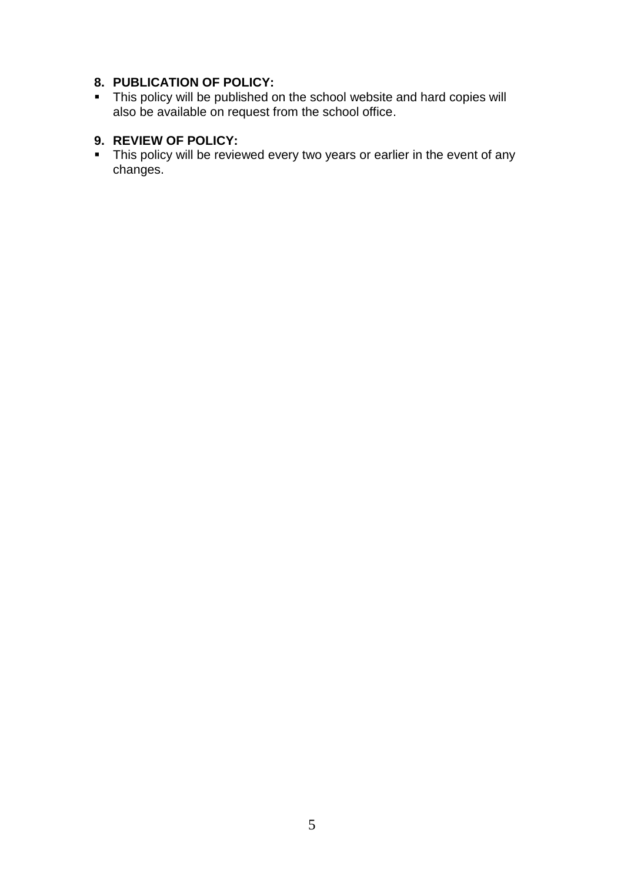## 8. PUBLICATION OF POLICY:

- This policy will be published on the school website and hard copies will also be available on request from the school office.

## 9. REVIEW OF POLICY:

- This policy will be reviewed every two years or earlier in the event of any changes.